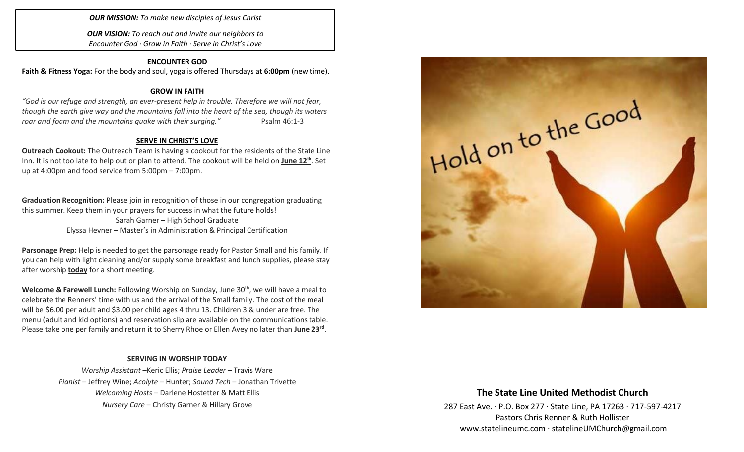***OUR MISSION:** To make new disciples of Jesus Christ*

***OUR VISION:** To reach out and invite our neighbors to Encounter God · Grow in Faith · Serve in Christ's Love*

## ENCOUNTER GOD

**Faith & Fitness Yoga:** For the body and soul, yoga is offered Thursdays at **6:00pm** (new time).

## GROW IN FAITH

*"God is our refuge and strength, an ever-present help in trouble. Therefore we will not fear, though the earth give way and the mountains fall into the heart of the sea, though its waters roar and foam and the mountains quake with their surging."* Psalm 46:1-3

## SERVE IN CHRIST'S LOVE

**Outreach Cookout:** The Outreach Team is having a cookout for the residents of the State Line Inn. It is not too late to help out or plan to attend. The cookout will be held on **June 12th**. Set up at 4:00pm and food service from 5:00pm – 7:00pm.

**Graduation Recognition:** Please join in recognition of those in our congregation graduating this summer. Keep them in your prayers for success in what the future holds!

Sarah Garner – High School Graduate

Elyssa Hevner – Master's in Administration & Principal Certification

**Parsonage Prep:** Help is needed to get the parsonage ready for Pastor Small and his family. If you can help with light cleaning and/or supply some breakfast and lunch supplies, please stay after worship **today** for a short meeting.

**Welcome & Farewell Lunch:** Following Worship on Sunday, June 30th, we will have a meal to celebrate the Renners' time with us and the arrival of the Small family. The cost of the meal will be $6.00 per adult and $3.00 per child ages 4 thru 13. Children 3 & under are free. The menu (adult and kid options) and reservation slip are available on the communications table. Please take one per family and return it to Sherry Rhoe or Ellen Avey no later than **June 23rd**.

## SERVING IN WORSHIP TODAY

*Worship Assistant* –Keric Ellis; *Praise Leader* – Travis Ware

*Pianist* – Jeffrey Wine; *Acolyte* – Hunter; *Sound Tech* – Jonathan Trivette

*Welcoming Hosts* – Darlene Hostetter & Matt Ellis

*Nursery Care* – Christy Garner & Hillary Grove

Hold on to the Good

# The State Line United Methodist Church

287 East Ave. · P.O. Box 277 · State Line, PA 17263 · 717-597-4217

Pastors Chris Renner & Ruth Hollister

www.statelineumc.com · statelineUMChurch@gmail.com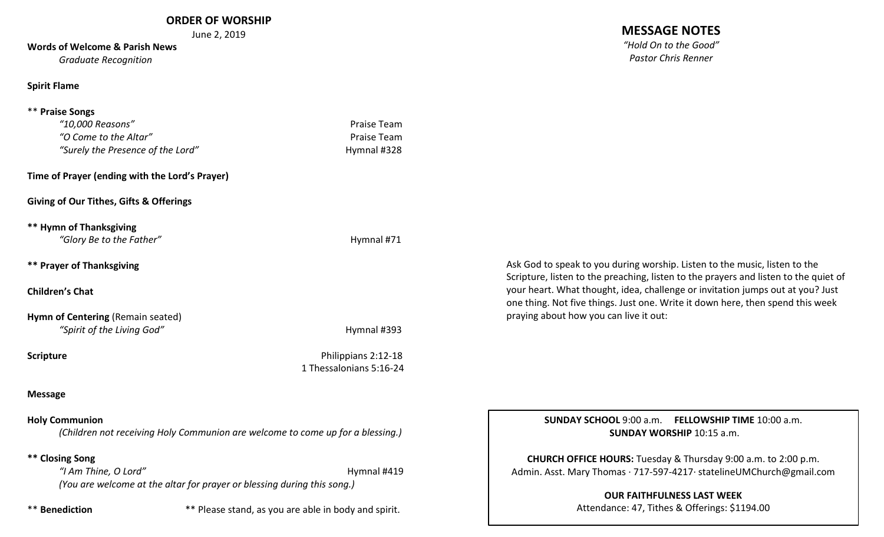## ORDER OF WORSHIP

June 2, 2019

**Words of Welcome & Parish News**
*Graduate Recognition*

**Spirit Flame**

\*\* **Praise Songs**

| | |
|---|---|
| *"10,000 Reasons"* | Praise Team |
| *"O Come to the Altar"* | Praise Team |
| *"Surely the Presence of the Lord"* | Hymnal #328 |

**Time of Prayer (ending with the Lord's Prayer)**

**Giving of Our Tithes, Gifts & Offerings**

**\*\* Hymn of Thanksgiving**
*"Glory Be to the Father"* — Hymnal #71

**\*\* Prayer of Thanksgiving**

**Children's Chat**

**Hymn of Centering** (Remain seated)
*"Spirit of the Living God"* — Hymnal #393

**Scripture** — Philippians 2:12-18, 1 Thessalonians 5:16-24

**Message**

**Holy Communion**
*(Children not receiving Holy Communion are welcome to come up for a blessing.)*

**\*\* Closing Song**
*"I Am Thine, O Lord"* — Hymnal #419
*(You are welcome at the altar for prayer or blessing during this song.)*

\*\* **Benediction**

\*\* Please stand, as you are able in body and spirit.

## MESSAGE NOTES

*"Hold On to the Good"*
*Pastor Chris Renner*

Ask God to speak to you during worship. Listen to the music, listen to the Scripture, listen to the preaching, listen to the prayers and listen to the quiet of your heart. What thought, idea, challenge or invitation jumps out at you? Just one thing. Not five things. Just one. Write it down here, then spend this week praying about how you can live it out:

**SUNDAY SCHOOL** 9:00 a.m. **FELLOWSHIP TIME** 10:00 a.m.
**SUNDAY WORSHIP** 10:15 a.m.

**CHURCH OFFICE HOURS:** Tuesday & Thursday 9:00 a.m. to 2:00 p.m.
Admin. Asst. Mary Thomas · 717-597-4217· statelineUMChurch@gmail.com

**OUR FAITHFULNESS LAST WEEK**
Attendance: 47, Tithes & Offerings: $1194.00